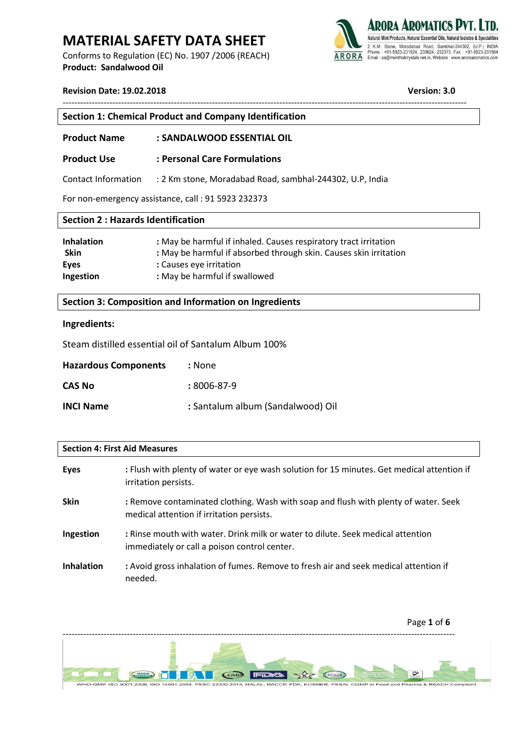# MATERIAL SAFETY DATA SHEET

Conforms to Regulation (EC) No. 1907 /2006 (REACH)
**Product: Sandalwood Oil**

**ARORA AROMATICS PVT. LTD.**
Natural Mint Products, Natural Essential Oils, Natural Isolates & Specialities
2 K.M. Stone, Moradabad Road, Sambhal-244302, (U.P.) INDIA
Phone : +91-5923-231924, 230624, 232373. Fax : +91-5923-231564
Email : aa@mentholcrystals.net.in, Website : www.aroraaromatics.com

**Revision Date: 19.02.2018** **Version: 3.0**

## Section 1: Chemical Product and Company Identification

**Product Name** : **SANDALWOOD ESSENTIAL OIL**

**Product Use** : **Personal Care Formulations**

Contact Information : 2 Km stone, Moradabad Road, sambhal-244302, U.P, India

For non-emergency assistance, call : 91 5923 232373

## Section 2 : Hazards Identification

**Inhalation** : May be harmful if inhaled. Causes respiratory tract irritation
**Skin** : May be harmful if absorbed through skin. Causes skin irritation
**Eyes** : Causes eye irritation
**Ingestion** : May be harmful if swallowed

## Section 3: Composition and Information on Ingredients

**Ingredients:**

Steam distilled essential oil of Santalum Album 100%

**Hazardous Components** : None

**CAS No** : 8006-87-9

**INCI Name** : Santalum album (Sandalwood) Oil

## Section 4: First Aid Measures

**Eyes** : Flush with plenty of water or eye wash solution for 15 minutes. Get medical attention if irritation persists.

**Skin** : Remove contaminated clothing. Wash with soap and flush with plenty of water. Seek medical attention if irritation persists.

**Ingestion** : Rinse mouth with water. Drink milk or water to dilute. Seek medical attention immediately or call a poison control center.

**Inhalation** : Avoid gross inhalation of fumes. Remove to fresh air and seek medical attention if needed.

WHO-GMP, ISO 9001:2008, ISO 14001:2004, FSSC 22000:2013, HALAL, HACCP, FDA, KOSHER, FSSAI, CGMP in Food and Pharma & REACH Compliant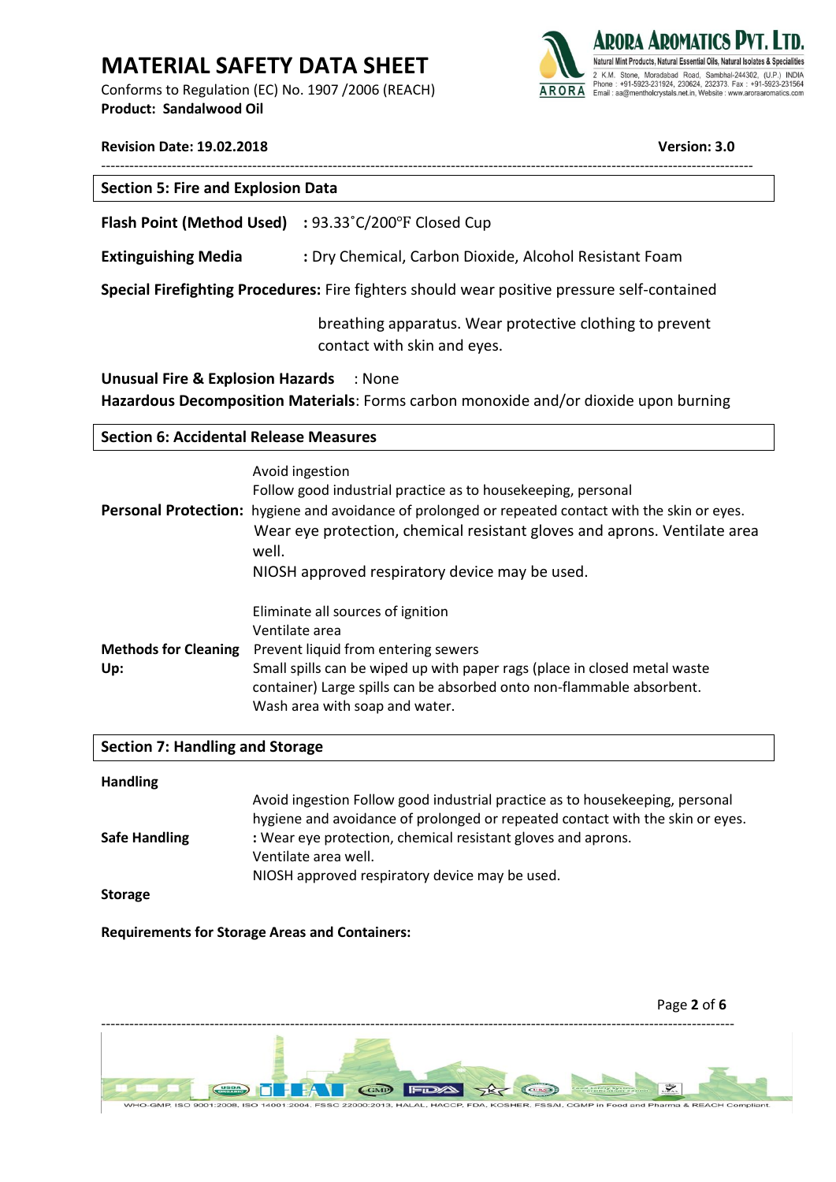## Section 5: Fire and Explosion Data

**Flash Point (Method Used)** : 93.33˚C/200°F Closed Cup

**Extinguishing Media** : Dry Chemical, Carbon Dioxide, Alcohol Resistant Foam

**Special Firefighting Procedures:** Fire fighters should wear positive pressure self-contained breathing apparatus. Wear protective clothing to prevent contact with skin and eyes.

**Unusual Fire & Explosion Hazards** : None

**Hazardous Decomposition Materials**: Forms carbon monoxide and/or dioxide upon burning

## Section 6: Accidental Release Measures

**Personal Protection:**

Avoid ingestion
Follow good industrial practice as to housekeeping, personal hygiene and avoidance of prolonged or repeated contact with the skin or eyes.
Wear eye protection, chemical resistant gloves and aprons. Ventilate area well.
NIOSH approved respiratory device may be used.

**Methods for Cleaning Up:**

Eliminate all sources of ignition
Ventilate area
Prevent liquid from entering sewers
Small spills can be wiped up with paper rags (place in closed metal waste container) Large spills can be absorbed onto non-flammable absorbent.
Wash area with soap and water.

## Section 7: Handling and Storage

**Handling**

**Safe Handling**

Avoid ingestion Follow good industrial practice as to housekeeping, personal hygiene and avoidance of prolonged or repeated contact with the skin or eyes.
: Wear eye protection, chemical resistant gloves and aprons.
Ventilate area well.
NIOSH approved respiratory device may be used.

**Storage**

**Requirements for Storage Areas and Containers:**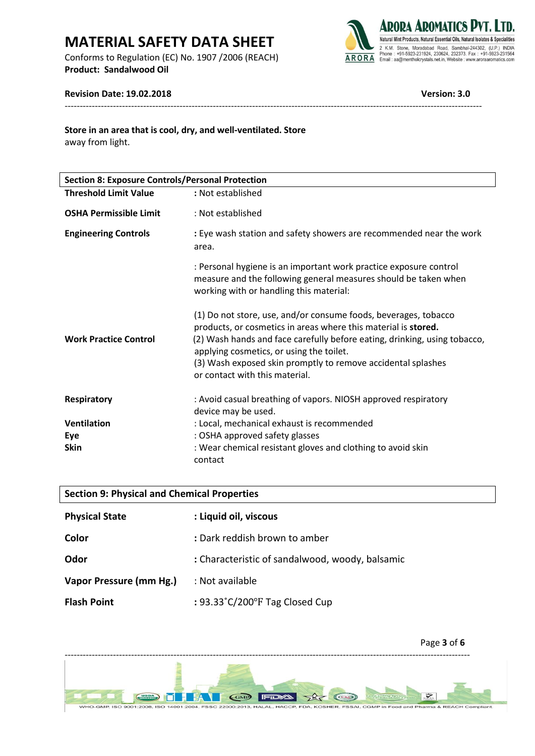**Store in an area that is cool, dry, and well-ventilated. Store** away from light.

## Section 8: Exposure Controls/Personal Protection

| | |
|---|---|
| **Threshold Limit Value** | **:** Not established |
| **OSHA Permissible Limit** | : Not established |
| **Engineering Controls** | **:** Eye wash station and safety showers are recommended near the work area. |
| **Work Practice Control** | : Personal hygiene is an important work practice exposure control measure and the following general measures should be taken when working with or handling this material:<br><br>(1) Do not store, use, and/or consume foods, beverages, tobacco products, or cosmetics in areas where this material is **stored.**<br>(2) Wash hands and face carefully before eating, drinking, using tobacco, applying cosmetics, or using the toilet.<br>(3) Wash exposed skin promptly to remove accidental splashes or contact with this material. |
| **Respiratory** | : Avoid casual breathing of vapors. NIOSH approved respiratory device may be used. |
| **Ventilation** | : Local, mechanical exhaust is recommended |
| **Eye** | : OSHA approved safety glasses |
| **Skin** | : Wear chemical resistant gloves and clothing to avoid skin contact |

## Section 9: Physical and Chemical Properties

| | |
|---|---|
| **Physical State** | **: Liquid oil, viscous** |
| **Color** | **:** Dark reddish brown to amber |
| **Odor** | **:** Characteristic of sandalwood, woody, balsamic |
| **Vapor Pressure (mm Hg.)** | : Not available |
| **Flash Point** | **:** 93.33˚C/200℉ Tag Closed Cup |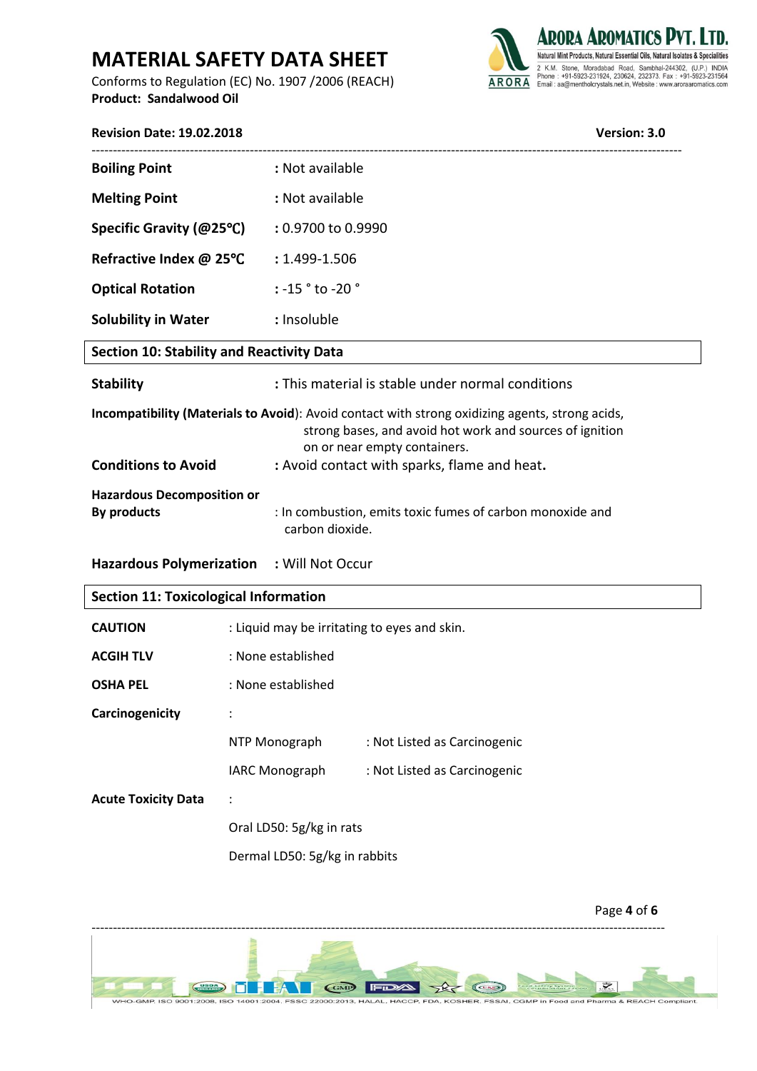| | |
|---|---|
| **Boiling Point** | : Not available |
| **Melting Point** | : Not available |
| **Specific Gravity (@25℃)** | : 0.9700 to 0.9990 |
| **Refractive Index @ 25℃** | : 1.499-1.506 |
| **Optical Rotation** | : -15 ° to -20 ° |
| **Solubility in Water** | : Insoluble |

## Section 10: Stability and Reactivity Data

**Stability** : This material is stable under normal conditions

**Incompatibility (Materials to Avoid)**: Avoid contact with strong oxidizing agents, strong acids, strong bases, and avoid hot work and sources of ignition on or near empty containers.

**Conditions to Avoid** : Avoid contact with sparks, flame and heat.

**Hazardous Decomposition or By products** : In combustion, emits toxic fumes of carbon monoxide and carbon dioxide.

**Hazardous Polymerization** : Will Not Occur

## Section 11: Toxicological Information

**CAUTION** : Liquid may be irritating to eyes and skin.

**ACGIH TLV** : None established

**OSHA PEL** : None established

**Carcinogenicity** :

| | |
|---|---|
| NTP Monograph | : Not Listed as Carcinogenic |
| IARC Monograph | : Not Listed as Carcinogenic |

**Acute Toxicity Data** :

Oral LD50: 5g/kg in rats

Dermal LD50: 5g/kg in rabbits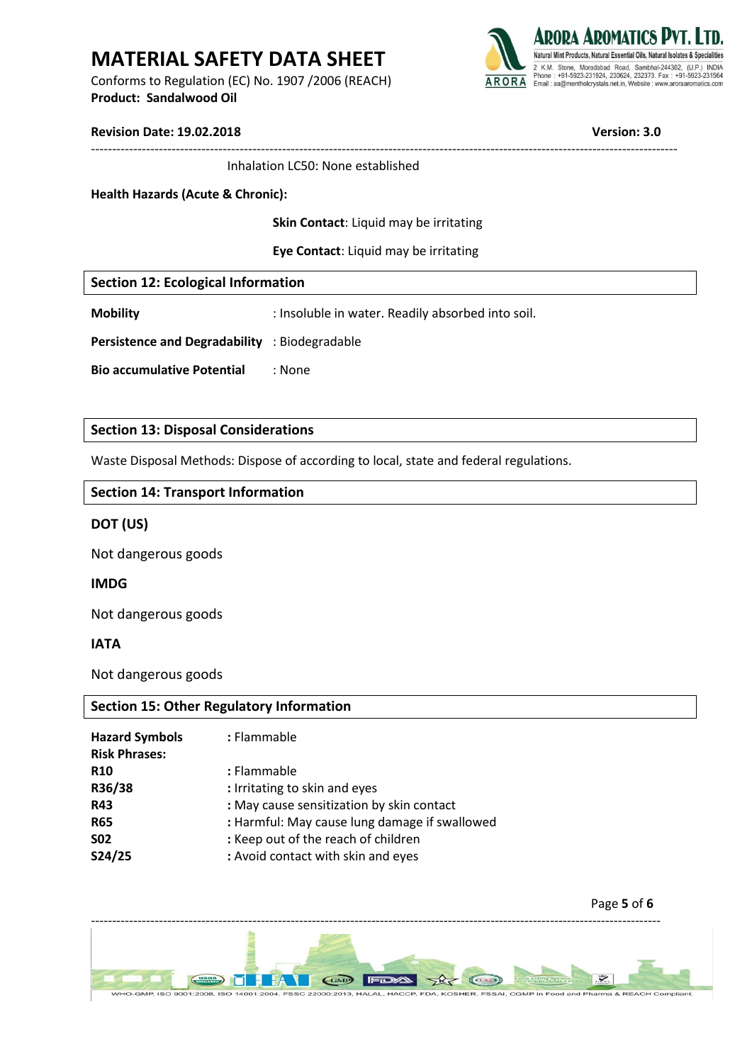Inhalation LC50: None established

**Health Hazards (Acute & Chronic):**

**Skin Contact**: Liquid may be irritating

**Eye Contact**: Liquid may be irritating

## Section 12: Ecological Information

**Mobility** : Insoluble in water. Readily absorbed into soil.

**Persistence and Degradability** : Biodegradable

**Bio accumulative Potential** : None

## Section 13: Disposal Considerations

Waste Disposal Methods: Dispose of according to local, state and federal regulations.

## Section 14: Transport Information

**DOT (US)**

Not dangerous goods

**IMDG**

Not dangerous goods

**IATA**

Not dangerous goods

## Section 15: Other Regulatory Information

**Hazard Symbols** : Flammable

**Risk Phrases:**

**R10** : Flammable

**R36/38** : Irritating to skin and eyes

**R43** : May cause sensitization by skin contact

**R65** : Harmful: May cause lung damage if swallowed

**S02** : Keep out of the reach of children

**S24/25** : Avoid contact with skin and eyes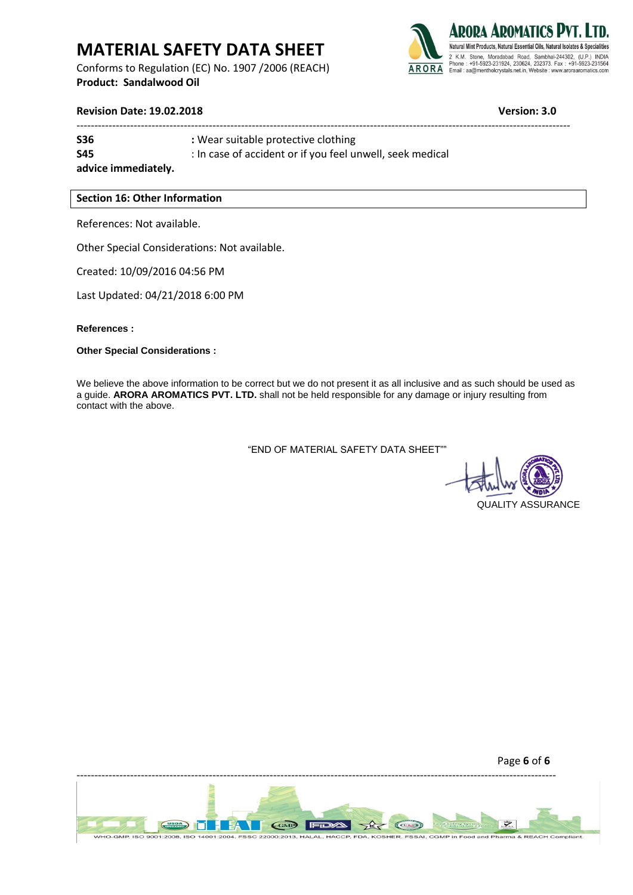**S36** : Wear suitable protective clothing

**S45** : In case of accident or if you feel unwell, seek medical **advice immediately.**

## Section 16: Other Information

References: Not available.

Other Special Considerations: Not available.

Created: 10/09/2016 04:56 PM

Last Updated: 04/21/2018 6:00 PM

**References :**

**Other Special Considerations :**

We believe the above information to be correct but we do not present it as all inclusive and as such should be used as a guide. **ARORA AROMATICS PVT. LTD.** shall not be held responsible for any damage or injury resulting from contact with the above.

"END OF MATERIAL SAFETY DATA SHEET""

QUALITY ASSURANCE